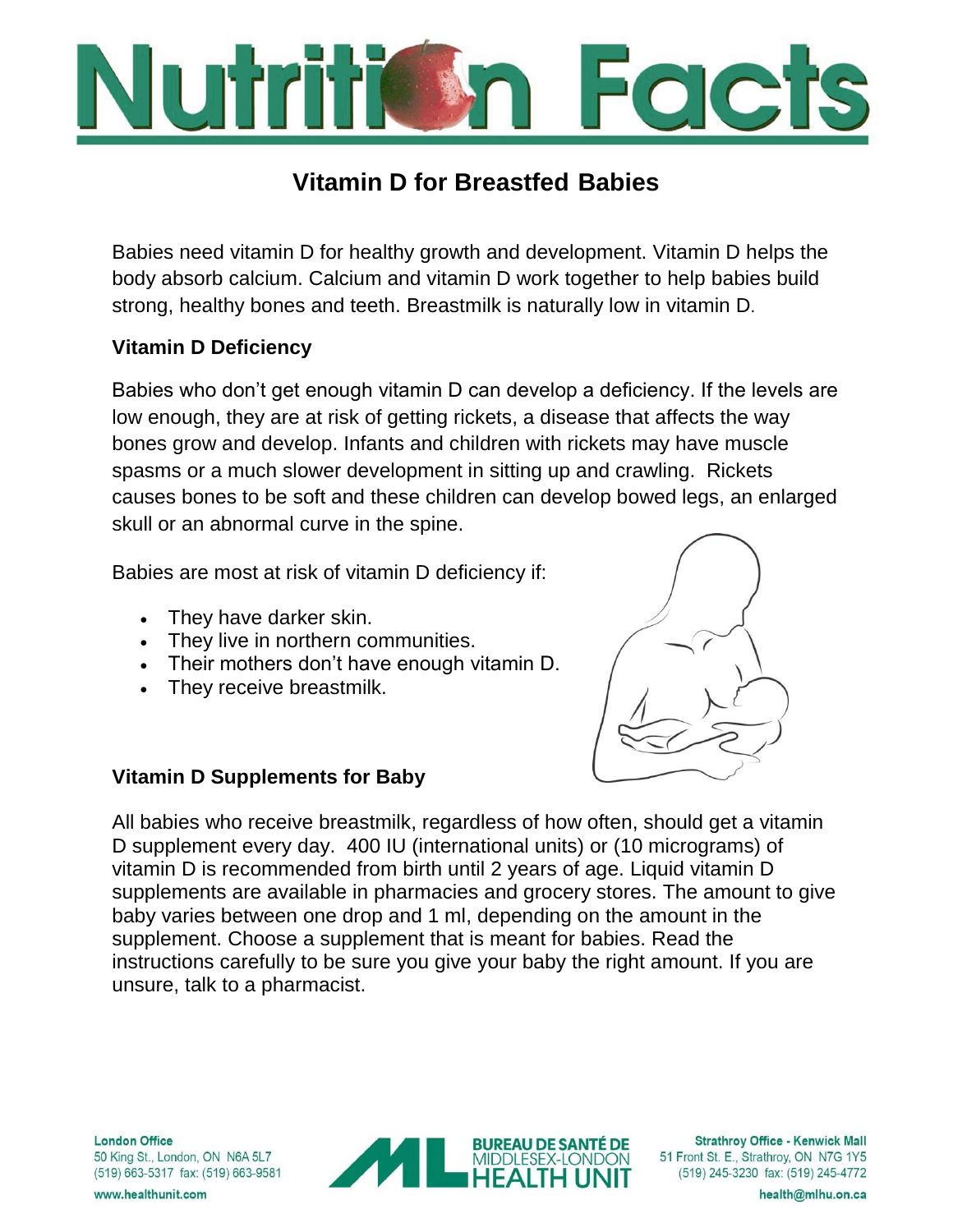# Nutrition Facts

## Vitamin D for Breastfed Babies

Babies need vitamin D for healthy growth and development. Vitamin D helps the body absorb calcium. Calcium and vitamin D work together to help babies build strong, healthy bones and teeth. Breastmilk is naturally low in vitamin D.

### Vitamin D Deficiency

Babies who don't get enough vitamin D can develop a deficiency. If the levels are low enough, they are at risk of getting rickets, a disease that affects the way bones grow and develop. Infants and children with rickets may have muscle spasms or a much slower development in sitting up and crawling. Rickets causes bones to be soft and these children can develop bowed legs, an enlarged skull or an abnormal curve in the spine.

Babies are most at risk of vitamin D deficiency if:

- They have darker skin.
- They live in northern communities.
- Their mothers don't have enough vitamin D.
- They receive breastmilk.

### Vitamin D Supplements for Baby

All babies who receive breastmilk, regardless of how often, should get a vitamin D supplement every day. 400 IU (international units) or (10 micrograms) of vitamin D is recommended from birth until 2 years of age. Liquid vitamin D supplements are available in pharmacies and grocery stores. The amount to give baby varies between one drop and 1 ml, depending on the amount in the supplement. Choose a supplement that is meant for babies. Read the instructions carefully to be sure you give your baby the right amount. If you are unsure, talk to a pharmacist.

**London Office**
50 King St., London, ON N6A 5L7
(519) 663-5317 fax: (519) 663-9581
www.healthunit.com

BUREAU DE SANTÉ DE MIDDLESEX-LONDON HEALTH UNIT

**Strathroy Office - Kenwick Mall**
51 Front St. E., Strathroy, ON N7G 1Y5
(519) 245-3230 fax: (519) 245-4772
health@mlhu.on.ca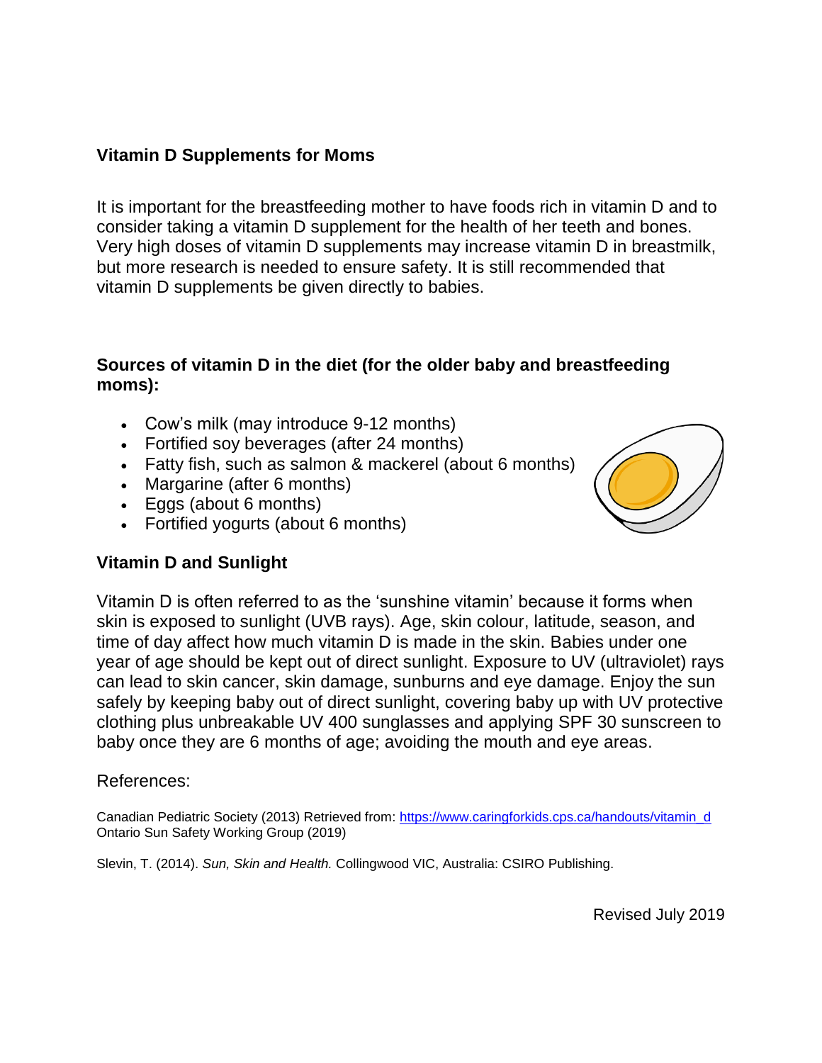## Vitamin D Supplements for Moms

It is important for the breastfeeding mother to have foods rich in vitamin D and to consider taking a vitamin D supplement for the health of her teeth and bones. Very high doses of vitamin D supplements may increase vitamin D in breastmilk, but more research is needed to ensure safety. It is still recommended that vitamin D supplements be given directly to babies.

## Sources of vitamin D in the diet (for the older baby and breastfeeding moms):

- Cow's milk (may introduce 9-12 months)
- Fortified soy beverages (after 24 months)
- Fatty fish, such as salmon & mackerel (about 6 months)
- Margarine (after 6 months)
- Eggs (about 6 months)
- Fortified yogurts (about 6 months)

## Vitamin D and Sunlight

Vitamin D is often referred to as the 'sunshine vitamin' because it forms when skin is exposed to sunlight (UVB rays). Age, skin colour, latitude, season, and time of day affect how much vitamin D is made in the skin. Babies under one year of age should be kept out of direct sunlight. Exposure to UV (ultraviolet) rays can lead to skin cancer, skin damage, sunburns and eye damage. Enjoy the sun safely by keeping baby out of direct sunlight, covering baby up with UV protective clothing plus unbreakable UV 400 sunglasses and applying SPF 30 sunscreen to baby once they are 6 months of age; avoiding the mouth and eye areas.

References:

Canadian Pediatric Society (2013) Retrieved from: https://www.caringforkids.cps.ca/handouts/vitamin_d
Ontario Sun Safety Working Group (2019)

Slevin, T. (2014). *Sun, Skin and Health.* Collingwood VIC, Australia: CSIRO Publishing.

Revised July 2019